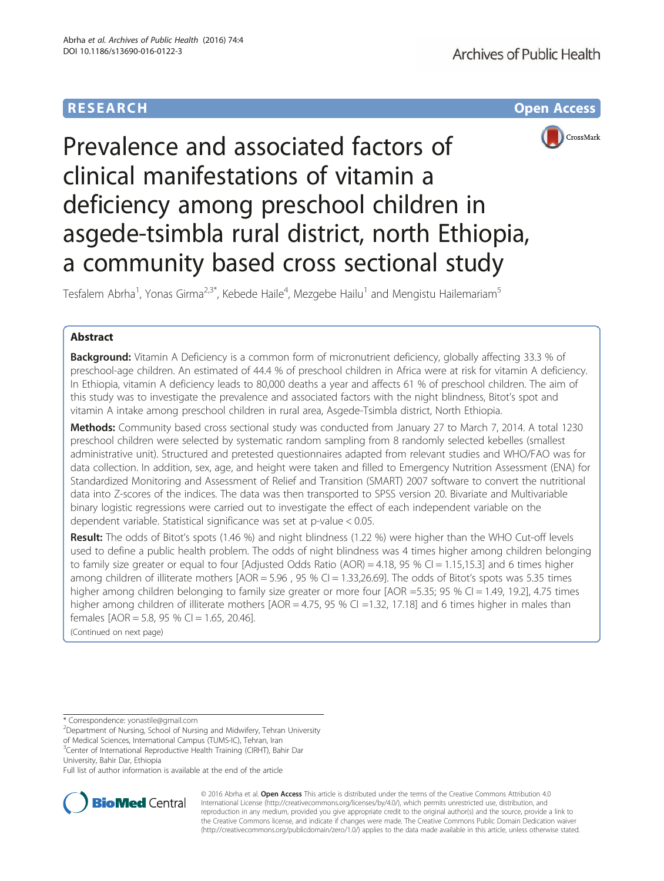RESEARCH Open Access

# Prevalence and associated factors of clinical manifestations of vitamin a deficiency among preschool children in asgede-tsimbla rural district, north Ethiopia, a community based cross sectional study

Tesfalem Abrha[1], Yonas Girma[2,3*], Kebede Haile[4], Mezgebe Hailu[1] and Mengistu Hailemariam[5]

## Abstract

**Background:** Vitamin A Deficiency is a common form of micronutrient deficiency, globally affecting 33.3 % of preschool-age children. An estimated of 44.4 % of preschool children in Africa were at risk for vitamin A deficiency. In Ethiopia, vitamin A deficiency leads to 80,000 deaths a year and affects 61 % of preschool children. The aim of this study was to investigate the prevalence and associated factors with the night blindness, Bitot's spot and vitamin A intake among preschool children in rural area, Asgede-Tsimbla district, North Ethiopia.

**Methods:** Community based cross sectional study was conducted from January 27 to March 7, 2014. A total 1230 preschool children were selected by systematic random sampling from 8 randomly selected kebelles (smallest administrative unit). Structured and pretested questionnaires adapted from relevant studies and WHO/FAO was for data collection. In addition, sex, age, and height were taken and filled to Emergency Nutrition Assessment (ENA) for Standardized Monitoring and Assessment of Relief and Transition (SMART) 2007 software to convert the nutritional data into Z-scores of the indices. The data was then transported to SPSS version 20. Bivariate and Multivariable binary logistic regressions were carried out to investigate the effect of each independent variable on the dependent variable. Statistical significance was set at p-value < 0.05.

**Result:** The odds of Bitot's spots (1.46 %) and night blindness (1.22 %) were higher than the WHO Cut-off levels used to define a public health problem. The odds of night blindness was 4 times higher among children belonging to family size greater or equal to four [Adjusted Odds Ratio (AOR) = 4.18, 95 % CI = 1.15,15.3] and 6 times higher among children of illiterate mothers [AOR = 5.96 , 95 % CI = 1.33,26.69]. The odds of Bitot's spots was 5.35 times higher among children belonging to family size greater or more four [AOR =5.35; 95 % CI = 1.49, 19.2], 4.75 times higher among children of illiterate mothers [AOR = 4.75, 95 % CI =1.32, 17.18] and 6 times higher in males than females [AOR = 5.8, 95 % CI = 1.65, 20.46].

(Continued on next page)

* Correspondence: yonastile@gmail.com
[2]Department of Nursing, School of Nursing and Midwifery, Tehran University of Medical Sciences, International Campus (TUMS-IC), Tehran, Iran
[3]Center of International Reproductive Health Training (CIRHT), Bahir Dar University, Bahir Dar, Ethiopia
Full list of author information is available at the end of the article

© 2016 Abrha et al. **Open Access** This article is distributed under the terms of the Creative Commons Attribution 4.0 International License (http://creativecommons.org/licenses/by/4.0/), which permits unrestricted use, distribution, and reproduction in any medium, provided you give appropriate credit to the original author(s) and the source, provide a link to the Creative Commons license, and indicate if changes were made. The Creative Commons Public Domain Dedication waiver (http://creativecommons.org/publicdomain/zero/1.0/) applies to the data made available in this article, unless otherwise stated.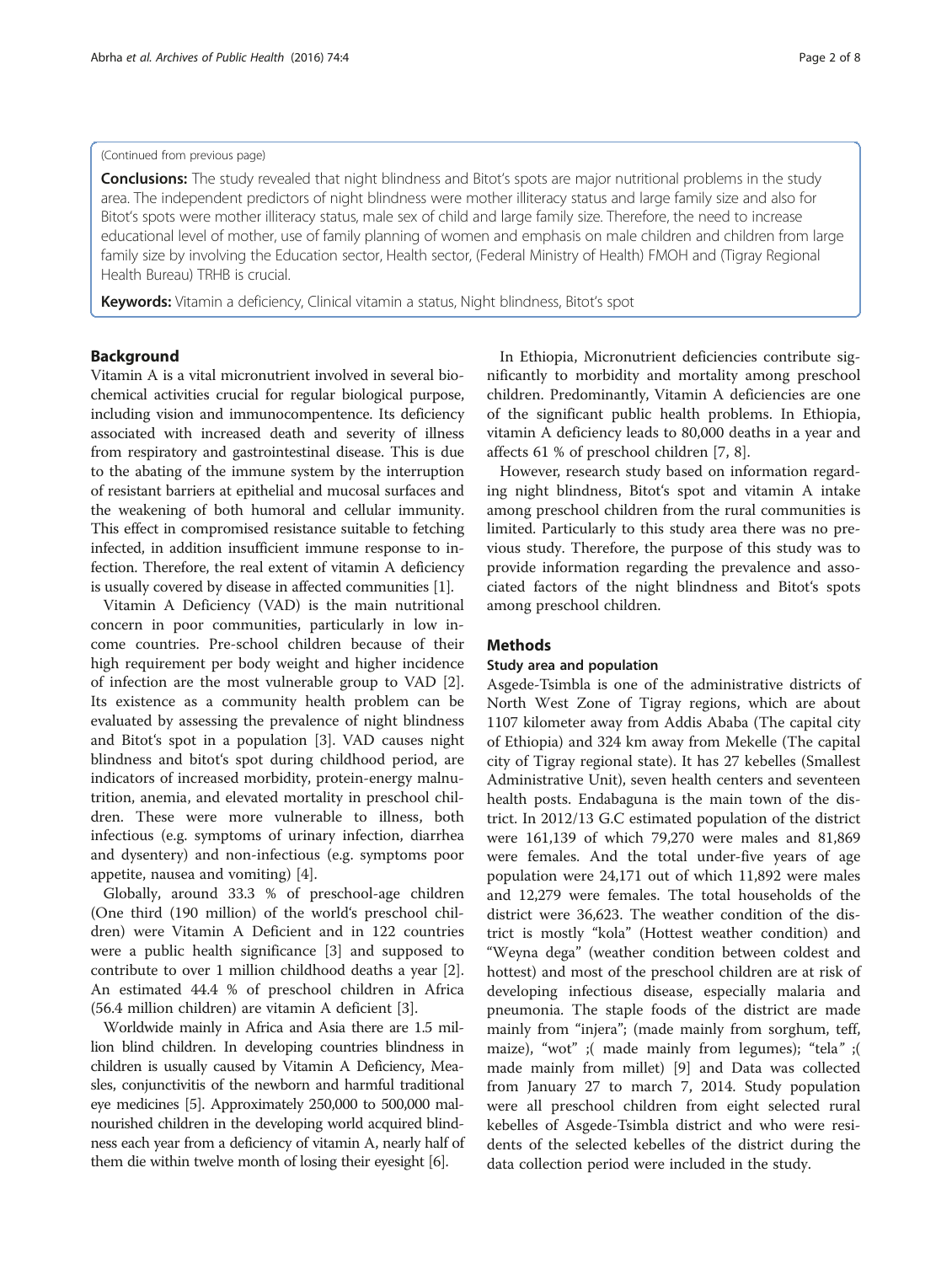(Continued from previous page)

**Conclusions:** The study revealed that night blindness and Bitot's spots are major nutritional problems in the study area. The independent predictors of night blindness were mother illiteracy status and large family size and also for Bitot's spots were mother illiteracy status, male sex of child and large family size. Therefore, the need to increase educational level of mother, use of family planning of women and emphasis on male children and children from large family size by involving the Education sector, Health sector, (Federal Ministry of Health) FMOH and (Tigray Regional Health Bureau) TRHB is crucial.

**Keywords:** Vitamin a deficiency, Clinical vitamin a status, Night blindness, Bitot's spot

## Background

Vitamin A is a vital micronutrient involved in several biochemical activities crucial for regular biological purpose, including vision and immunocompentence. Its deficiency associated with increased death and severity of illness from respiratory and gastrointestinal disease. This is due to the abating of the immune system by the interruption of resistant barriers at epithelial and mucosal surfaces and the weakening of both humoral and cellular immunity. This effect in compromised resistance suitable to fetching infected, in addition insufficient immune response to infection. Therefore, the real extent of vitamin A deficiency is usually covered by disease in affected communities [1].

Vitamin A Deficiency (VAD) is the main nutritional concern in poor communities, particularly in low income countries. Pre-school children because of their high requirement per body weight and higher incidence of infection are the most vulnerable group to VAD [2]. Its existence as a community health problem can be evaluated by assessing the prevalence of night blindness and Bitot's spot in a population [3]. VAD causes night blindness and bitot's spot during childhood period, are indicators of increased morbidity, protein-energy malnutrition, anemia, and elevated mortality in preschool children. These were more vulnerable to illness, both infectious (e.g. symptoms of urinary infection, diarrhea and dysentery) and non-infectious (e.g. symptoms poor appetite, nausea and vomiting) [4].

Globally, around 33.3 % of preschool-age children (One third (190 million) of the world's preschool children) were Vitamin A Deficient and in 122 countries were a public health significance [3] and supposed to contribute to over 1 million childhood deaths a year [2]. An estimated 44.4 % of preschool children in Africa (56.4 million children) are vitamin A deficient [3].

Worldwide mainly in Africa and Asia there are 1.5 million blind children. In developing countries blindness in children is usually caused by Vitamin A Deficiency, Measles, conjunctivitis of the newborn and harmful traditional eye medicines [5]. Approximately 250,000 to 500,000 malnourished children in the developing world acquired blindness each year from a deficiency of vitamin A, nearly half of them die within twelve month of losing their eyesight [6].

In Ethiopia, Micronutrient deficiencies contribute significantly to morbidity and mortality among preschool children. Predominantly, Vitamin A deficiencies are one of the significant public health problems. In Ethiopia, vitamin A deficiency leads to 80,000 deaths in a year and affects 61 % of preschool children [7, 8].

However, research study based on information regarding night blindness, Bitot's spot and vitamin A intake among preschool children from the rural communities is limited. Particularly to this study area there was no previous study. Therefore, the purpose of this study was to provide information regarding the prevalence and associated factors of the night blindness and Bitot's spots among preschool children.

## Methods

### Study area and population

Asgede-Tsimbla is one of the administrative districts of North West Zone of Tigray regions, which are about 1107 kilometer away from Addis Ababa (The capital city of Ethiopia) and 324 km away from Mekelle (The capital city of Tigray regional state). It has 27 kebelles (Smallest Administrative Unit), seven health centers and seventeen health posts. Endabaguna is the main town of the district. In 2012/13 G.C estimated population of the district were 161,139 of which 79,270 were males and 81,869 were females. And the total under-five years of age population were 24,171 out of which 11,892 were males and 12,279 were females. The total households of the district were 36,623. The weather condition of the district is mostly "kola" (Hottest weather condition) and "Weyna dega" (weather condition between coldest and hottest) and most of the preschool children are at risk of developing infectious disease, especially malaria and pneumonia. The staple foods of the district are made mainly from "injera"; (made mainly from sorghum, teff, maize), "wot" ;( made mainly from legumes); "tela" ;( made mainly from millet) [9] and Data was collected from January 27 to march 7, 2014. Study population were all preschool children from eight selected rural kebelles of Asgede-Tsimbla district and who were residents of the selected kebelles of the district during the data collection period were included in the study.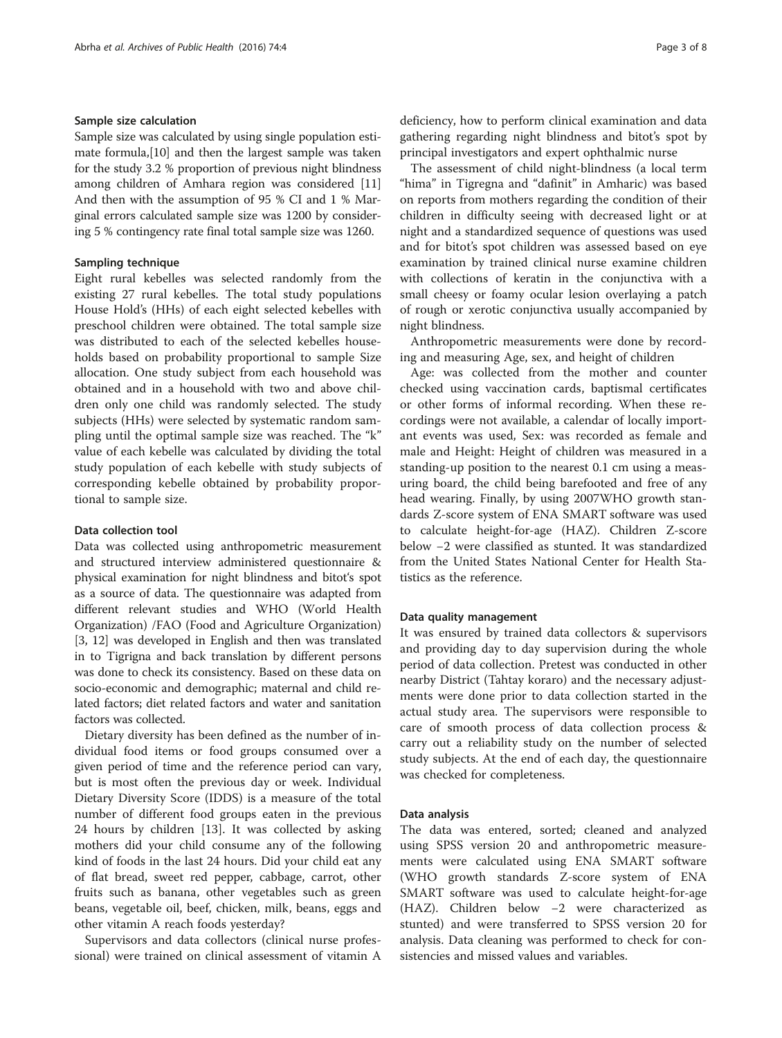### Sample size calculation

Sample size was calculated by using single population estimate formula,[10] and then the largest sample was taken for the study 3.2 % proportion of previous night blindness among children of Amhara region was considered [11] And then with the assumption of 95 % CI and 1 % Marginal errors calculated sample size was 1200 by considering 5 % contingency rate final total sample size was 1260.

### Sampling technique

Eight rural kebelles was selected randomly from the existing 27 rural kebelles. The total study populations House Hold's (HHs) of each eight selected kebelles with preschool children were obtained. The total sample size was distributed to each of the selected kebelles households based on probability subject proportional to sample Size allocation. One study subject from each household was obtained and in a household with two and above children only one child was randomly selected. The study subjects (HHs) were selected by systematic random sampling until the optimal sample size was reached. The "k" value of each kebelle was calculated by dividing the total study population of each kebelle with study subjects of corresponding kebelle obtained by probability proportional to sample size.

### Data collection tool

Data was collected using anthropometric measurement and structured interview administered questionnaire & physical examination for night blindness and bitot's spot as a source of data. The questionnaire was adapted from different relevant studies and WHO (World Health Organization) /FAO (Food and Agriculture Organization) [3, 12] was developed in English and then was translated in to Tigrigna and back translation by different persons was done to check its consistency. Based on these data on socio-economic and demographic; maternal and child related factors; diet related factors and water and sanitation factors was collected.

Dietary diversity has been defined as the number of individual food items or food groups consumed over a given period of time and the reference period can vary, but is most often the previous day or week. Individual Dietary Diversity Score (IDDS) is a measure of the total number of different food groups eaten in the previous 24 hours by children [13]. It was collected by asking mothers did your child consume any of the following kind of foods in the last 24 hours. Did your child eat any of flat bread, sweet red pepper, cabbage, carrot, other fruits such as banana, other vegetables such as green beans, vegetable oil, beef, chicken, milk, beans, eggs and other vitamin A reach foods yesterday?

Supervisors and data collectors (clinical nurse professional) were trained on clinical assessment of vitamin A deficiency, how to perform clinical examination and data gathering regarding night blindness and bitot's spot by principal investigators and expert ophthalmic nurse

The assessment of child night-blindness (a local term "hima" in Tigregna and "dafinit" in Amharic) was based on reports from mothers regarding the condition of their children in difficulty seeing with decreased light or at night and a standardized sequence of questions was used and for bitot's spot children was assessed based on eye examination by trained clinical nurse examine children with collections of keratin in the conjunctiva with a small cheesy or foamy ocular lesion overlaying a patch of rough or xerotic conjunctiva usually accompanied by night blindness.

Anthropometric measurements were done by recording and measuring Age, sex, and height of children

Age: was collected from the mother and counter checked using vaccination cards, baptismal certificates or other forms of informal recording. When these recordings were not available, a calendar of locally important events was used, Sex: was recorded as female and male and Height: Height of children was measured in a standing-up position to the nearest 0.1 cm using a measuring board, the child being barefooted and free of any head wearing. Finally, by using 2007WHO growth standards Z-score system of ENA SMART software was used to calculate height-for-age (HAZ). Children Z-score below −2 was classified as stunted. It was standardized from the United States National Center for Health Statistics as the reference.

### Data quality management

It was ensured by trained data collectors & supervisors and providing day to day supervision during the whole period of data collection. Pretest was conducted in other nearby District (Tahtay koraro) and the necessary adjustments were done prior to data collection started in the actual study area. The supervisors were responsible to care of smooth process of data collection process & carry out a reliability study on the number of selected study subjects. At the end of each day, the questionnaire was checked for completeness.

### Data analysis

The data was entered, sorted; cleaned and analyzed using SPSS version 20 and anthropometric measurements were calculated using ENA SMART software (WHO growth standards Z-score system of ENA SMART software was used to calculate height-for-age (HAZ). Children below −2 were characterized as stunted) and were transferred to SPSS version 20 for analysis. Data cleaning was performed to check for consistencies and missed values and variables.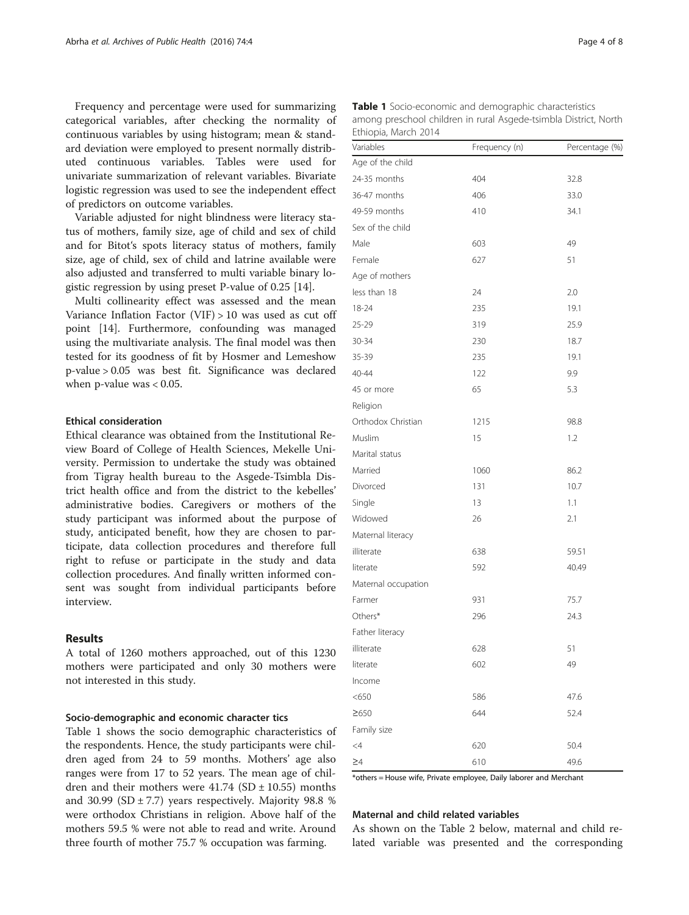Frequency and percentage were used for summarizing categorical variables, after checking the normality of continuous variables by using histogram; mean & standard deviation were employed to present normally distributed continuous variables. Tables were used for univariate summarization of relevant variables. Bivariate logistic regression was used to see the independent effect of predictors on outcome variables.

Variable adjusted for night blindness were literacy status of mothers, family size, age of child and sex of child and for Bitot's spots literacy status of mothers, family size, age of child, sex of child and latrine available were also adjusted and transferred to multi variable binary logistic regression by using preset P-value of 0.25 [14].

Multi collinearity effect was assessed and the mean Variance Inflation Factor (VIF) > 10 was used as cut off point [14]. Furthermore, confounding was managed using the multivariate analysis. The final model was then tested for its goodness of fit by Hosmer and Lemeshow p-value > 0.05 was best fit. Significance was declared when p-value was < 0.05.

### Ethical consideration

Ethical clearance was obtained from the Institutional Review Board of College of Health Sciences, Mekelle University. Permission to undertake the study was obtained from Tigray health bureau to the Asgede-Tsimbla District health office and from the district to the kebelles' administrative bodies. Caregivers or mothers of the study participant was informed about the purpose of study, anticipated benefit, how they are chosen to participate, data collection procedures and therefore full right to refuse or participate in the study and data collection procedures. And finally written informed consent was sought from individual participants before interview.

## Results

A total of 1260 mothers approached, out of this 1230 mothers were participated and only 30 mothers were not interested in this study.

### Socio-demographic and economic character tics

Table 1 shows the socio demographic characteristics of the respondents. Hence, the study participants were children aged from 24 to 59 months. Mothers' age also ranges were from 17 to 52 years. The mean age of children and their mothers were 41.74 (SD ± 10.55) months and 30.99 (SD ± 7.7) years respectively. Majority 98.8 % were orthodox Christians in religion. Above half of the mothers 59.5 % were not able to read and write. Around three fourth of mother 75.7 % occupation was farming.

**Table 1** Socio-economic and demographic characteristics among preschool children in rural Asgede-tsimbla District, North Ethiopia, March 2014

| Variables | Frequency (n) | Percentage (%) |
|---|---|---|
| Age of the child | | |
| 24-35 months | 404 | 32.8 |
| 36-47 months | 406 | 33.0 |
| 49-59 months | 410 | 34.1 |
| Sex of the child | | |
| Male | 603 | 49 |
| Female | 627 | 51 |
| Age of mothers | | |
| less than 18 | 24 | 2.0 |
| 18-24 | 235 | 19.1 |
| 25-29 | 319 | 25.9 |
| 30-34 | 230 | 18.7 |
| 35-39 | 235 | 19.1 |
| 40-44 | 122 | 9.9 |
| 45 or more | 65 | 5.3 |
| Religion | | |
| Orthodox Christian | 1215 | 98.8 |
| Muslim | 15 | 1.2 |
| Marital status | | |
| Married | 1060 | 86.2 |
| Divorced | 131 | 10.7 |
| Single | 13 | 1.1 |
| Widowed | 26 | 2.1 |
| Maternal literacy | | |
| illiterate | 638 | 59.51 |
| literate | 592 | 40.49 |
| Maternal occupation | | |
| Farmer | 931 | 75.7 |
| Others* | 296 | 24.3 |
| Father literacy | | |
| illiterate | 628 | 51 |
| literate | 602 | 49 |
| Income | | |
| <650 | 586 | 47.6 |
| ≥650 | 644 | 52.4 |
| Family size | | |
| <4 | 620 | 50.4 |
| ≥4 | 610 | 49.6 |

*others = House wife, Private employee, Daily laborer and Merchant

### Maternal and child related variables

As shown on the Table 2 below, maternal and child related variable was presented and the corresponding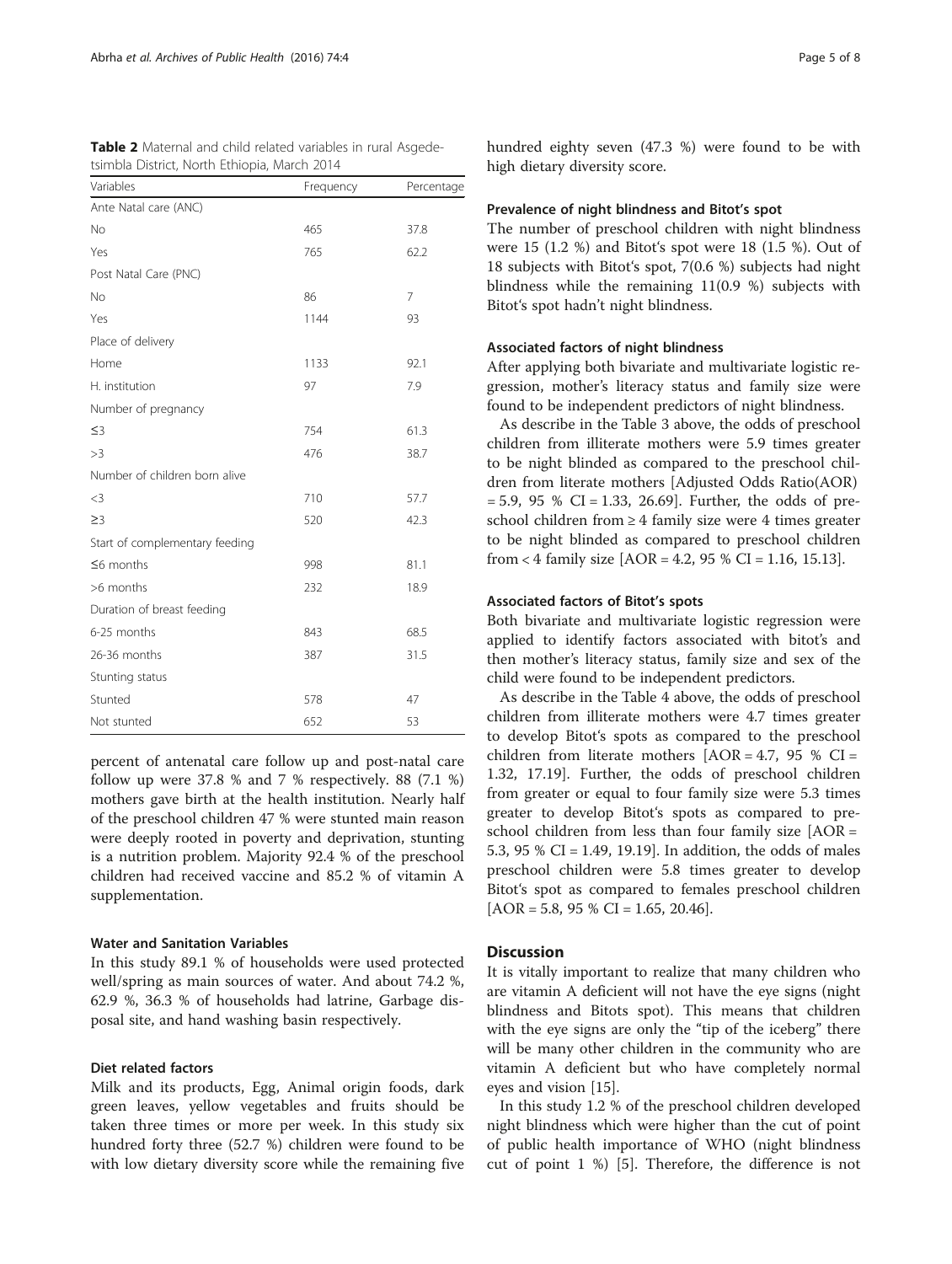**Table 2** Maternal and child related variables in rural Asgede-tsimbla District, North Ethiopia, March 2014

| Variables | Frequency | Percentage |
| --- | --- | --- |
| Ante Natal care (ANC) | | |
| No | 465 | 37.8 |
| Yes | 765 | 62.2 |
| Post Natal Care (PNC) | | |
| No | 86 | 7 |
| Yes | 1144 | 93 |
| Place of delivery | | |
| Home | 1133 | 92.1 |
| H. institution | 97 | 7.9 |
| Number of pregnancy | | |
| ≤3 | 754 | 61.3 |
| >3 | 476 | 38.7 |
| Number of children born alive | | |
| <3 | 710 | 57.7 |
| ≥3 | 520 | 42.3 |
| Start of complementary feeding | | |
| ≤6 months | 998 | 81.1 |
| >6 months | 232 | 18.9 |
| Duration of breast feeding | | |
| 6-25 months | 843 | 68.5 |
| 26-36 months | 387 | 31.5 |
| Stunting status | | |
| Stunted | 578 | 47 |
| Not stunted | 652 | 53 |

percent of antenatal care follow up and post-natal care follow up were 37.8 % and 7 % respectively. 88 (7.1 %) mothers gave birth at the health institution. Nearly half of the preschool children 47 % were stunted main reason were deeply rooted in poverty and deprivation, stunting is a nutrition problem. Majority 92.4 % of the preschool children had received vaccine and 85.2 % of vitamin A supplementation.

### Water and Sanitation Variables

In this study 89.1 % of households were used protected well/spring as main sources of water. And about 74.2 %, 62.9 %, 36.3 % of households had latrine, Garbage disposal site, and hand washing basin respectively.

### Diet related factors

Milk and its products, Egg, Animal origin foods, dark green leaves, yellow vegetables and fruits should be taken three times or more per week. In this study six hundred forty three (52.7 %) children were found to be with low dietary diversity score while the remaining five hundred eighty seven (47.3 %) were found to be with high dietary diversity score.

### Prevalence of night blindness and Bitot's spot

The number of preschool children with night blindness were 15 (1.2 %) and Bitot's spot were 18 (1.5 %). Out of 18 subjects with Bitot's spot, 7(0.6 %) subjects had night blindness while the remaining 11(0.9 %) subjects with Bitot's spot hadn't night blindness.

### Associated factors of night blindness

After applying both bivariate and multivariate logistic regression, mother's literacy status and family size were found to be independent predictors of night blindness.

As describe in the Table 3 above, the odds of preschool children from illiterate mothers were 5.9 times greater to be night blinded as compared to the preschool children from literate mothers [Adjusted Odds Ratio(AOR) = 5.9, 95 % CI = 1.33, 26.69]. Further, the odds of preschool children from ≥ 4 family size were 4 times greater to be night blinded as compared to preschool children from < 4 family size [AOR = 4.2, 95 % CI = 1.16, 15.13].

### Associated factors of Bitot's spots

Both bivariate and multivariate logistic regression were applied to identify factors associated with bitot's and then mother's literacy status, family size and sex of the child were found to be independent predictors.

As describe in the Table 4 above, the odds of preschool children from illiterate mothers were 4.7 times greater to develop Bitot's spots as compared to the preschool children from literate mothers [AOR = 4.7, 95 % CI = 1.32, 17.19]. Further, the odds of preschool children from greater or equal to four family size were 5.3 times greater to develop Bitot's spots as compared to preschool children from less than four family size [AOR = 5.3, 95 % CI = 1.49, 19.19]. In addition, the odds of males preschool children were 5.8 times greater to develop Bitot's spot as compared to females preschool children [AOR = 5.8, 95 % CI = 1.65, 20.46].

## Discussion

It is vitally important to realize that many children who are vitamin A deficient will not have the eye signs (night blindness and Bitots spot). This means that children with the eye signs are only the "tip of the iceberg" there will be many other children in the community who are vitamin A deficient but who have completely normal eyes and vision [15].

In this study 1.2 % of the preschool children developed night blindness which were higher than the cut of point of public health importance of WHO (night blindness cut of point 1 %) [5]. Therefore, the difference is not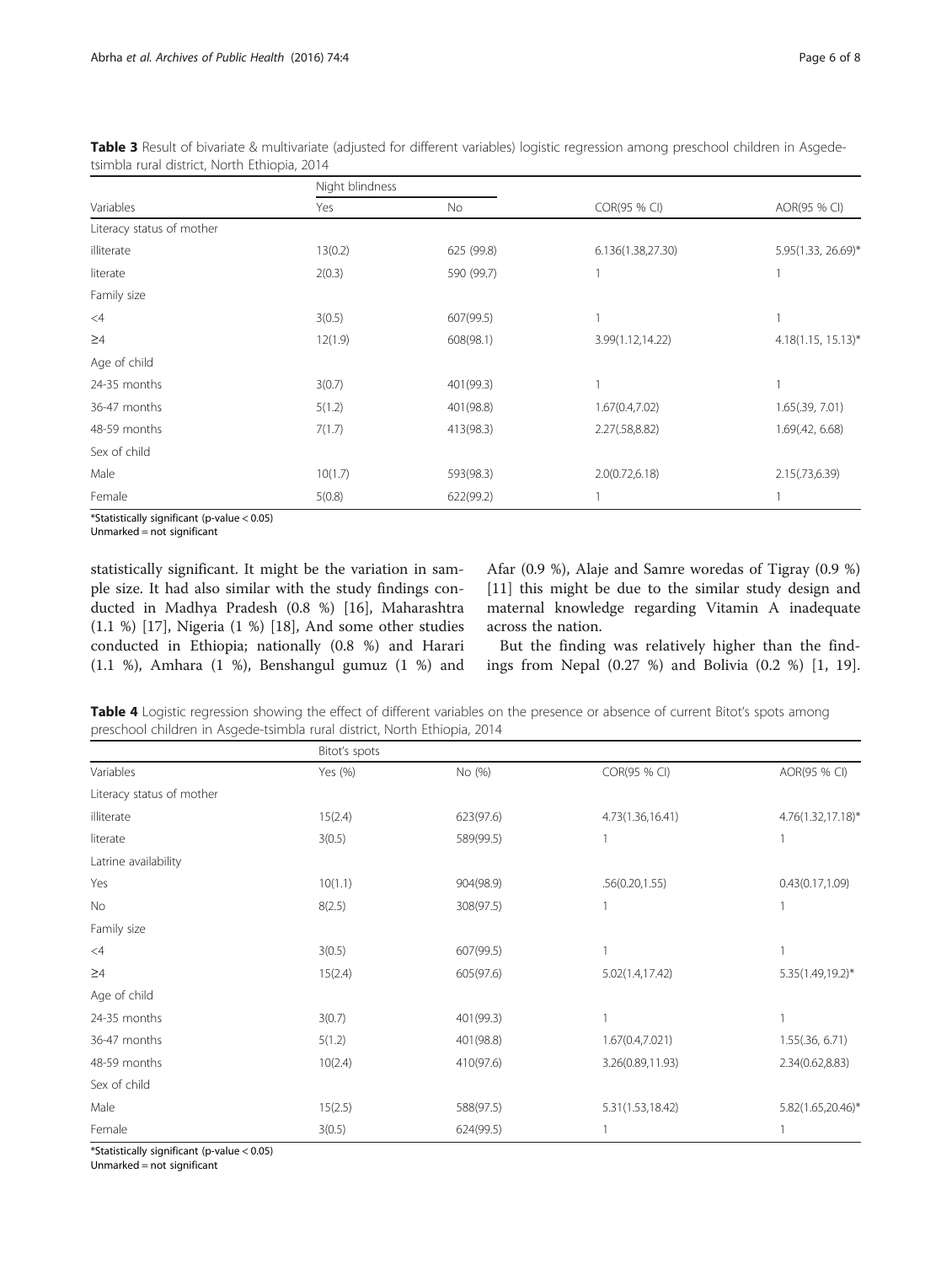**Table 3** Result of bivariate & multivariate (adjusted for different variables) logistic regression among preschool children in Asgede-tsimbla rural district, North Ethiopia, 2014

| Variables | Night blindness | | COR(95 % CI) | AOR(95 % CI) |
|---|---|---|---|---|
| | Yes | No | | |
| Literacy status of mother | | | | |
| illiterate | 13(0.2) | 625 (99.8) | 6.136(1.38,27.30) | 5.95(1.33, 26.69)* |
| literate | 2(0.3) | 590 (99.7) | 1 | 1 |
| Family size | | | | |
| <4 | 3(0.5) | 607(99.5) | 1 | 1 |
| ≥4 | 12(1.9) | 608(98.1) | 3.99(1.12,14.22) | 4.18(1.15, 15.13)* |
| Age of child | | | | |
| 24-35 months | 3(0.7) | 401(99.3) | 1 | 1 |
| 36-47 months | 5(1.2) | 401(98.8) | 1.67(0.4,7.02) | 1.65(.39, 7.01) |
| 48-59 months | 7(1.7) | 413(98.3) | 2.27(.58,8.82) | 1.69(.42, 6.68) |
| Sex of child | | | | |
| Male | 10(1.7) | 593(98.3) | 2.0(0.72,6.18) | 2.15(.73,6.39) |
| Female | 5(0.8) | 622(99.2) | 1 | 1 |

*Statistically significant (p-value < 0.05)
Unmarked = not significant

statistically significant. It might be the variation in sample size. It had also similar with the study findings conducted in Madhya Pradesh (0.8 %) [16], Maharashtra (1.1 %) [17], Nigeria (1 %) [18], And some other studies conducted in Ethiopia; nationally (0.8 %) and Harari (1.1 %), Amhara (1 %), Benshangul gumuz (1 %) and Afar (0.9 %), Alaje and Samre woredas of Tigray (0.9 %) [11] this might be due to the similar study design and maternal knowledge regarding Vitamin A inadequate across the nation.

But the finding was relatively higher than the findings from Nepal (0.27 %) and Bolivia (0.2 %) [1, 19].

**Table 4** Logistic regression showing the effect of different variables on the presence or absence of current Bitot's spots among preschool children in Asgede-tsimbla rural district, North Ethiopia, 2014

| Variables | Bitot's spots | | COR(95 % CI) | AOR(95 % CI) |
|---|---|---|---|---|
| | Yes (%) | No (%) | | |
| Literacy status of mother | | | | |
| illiterate | 15(2.4) | 623(97.6) | 4.73(1.36,16.41) | 4.76(1.32,17.18)* |
| literate | 3(0.5) | 589(99.5) | 1 | 1 |
| Latrine availability | | | | |
| Yes | 10(1.1) | 904(98.9) | .56(0.20,1.55) | 0.43(0.17,1.09) |
| No | 8(2.5) | 308(97.5) | 1 | 1 |
| Family size | | | | |
| <4 | 3(0.5) | 607(99.5) | 1 | 1 |
| ≥4 | 15(2.4) | 605(97.6) | 5.02(1.4,17.42) | 5.35(1.49,19.2)* |
| Age of child | | | | |
| 24-35 months | 3(0.7) | 401(99.3) | 1 | 1 |
| 36-47 months | 5(1.2) | 401(98.8) | 1.67(0.4,7.021) | 1.55(.36, 6.71) |
| 48-59 months | 10(2.4) | 410(97.6) | 3.26(0.89,11.93) | 2.34(0.62,8.83) |
| Sex of child | | | | |
| Male | 15(2.5) | 588(97.5) | 5.31(1.53,18.42) | 5.82(1.65,20.46)* |
| Female | 3(0.5) | 624(99.5) | 1 | 1 |

*Statistically significant (p-value < 0.05)
Unmarked = not significant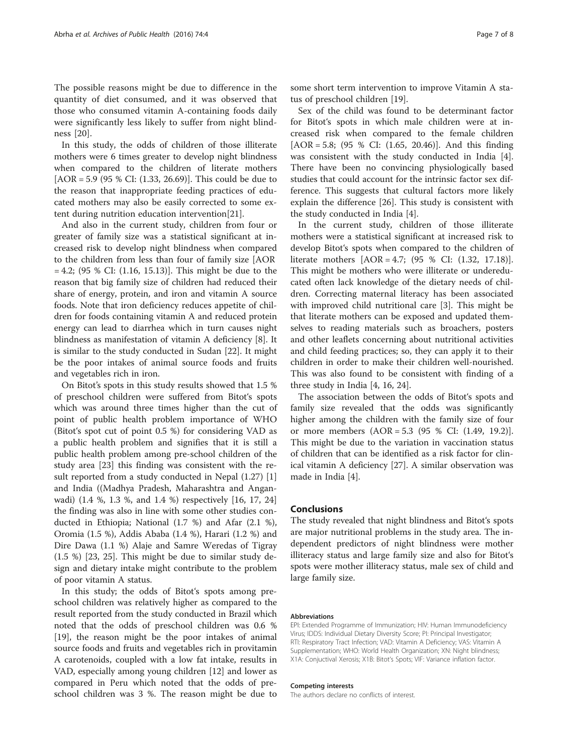The possible reasons might be due to difference in the quantity of diet consumed, and it was observed that those who consumed vitamin A-containing foods daily were significantly less likely to suffer from night blindness [20].

In this study, the odds of children of those illiterate mothers were 6 times greater to develop night blindness when compared to the children of literate mothers [AOR = 5.9 (95 % CI: (1.33, 26.69)]. This could be due to the reason that inappropriate feeding practices of educated mothers may also be easily corrected to some extent during nutrition education intervention[21].

And also in the current study, children from four or greater of family size was a statistical significant at increased risk to develop night blindness when compared to the children from less than four of family size [AOR = 4.2; (95 % CI: (1.16, 15.13)]. This might be due to the reason that big family size of children had reduced their share of energy, protein, and iron and vitamin A source foods. Note that iron deficiency reduces appetite of children for foods containing vitamin A and reduced protein energy can lead to diarrhea which in turn causes night blindness as manifestation of vitamin A deficiency [8]. It is similar to the study conducted in Sudan [22]. It might be the poor intakes of animal source foods and fruits and vegetables rich in iron.

On Bitot's spots in this study results showed that 1.5 % of preschool children were suffered from Bitot's spots which was around three times higher than the cut of point of public health problem importance of WHO (Bitot's spot cut of point 0.5 %) for considering VAD as a public health problem and signifies that it is still a public health problem among pre-school children of the study area [23] this finding was consistent with the result reported from a study conducted in Nepal (1.27) [1] and India ((Madhya Pradesh, Maharashtra and Anganwadi) (1.4 %, 1.3 %, and 1.4 %) respectively [16, 17, 24] the finding was also in line with some other studies conducted in Ethiopia; National (1.7 %) and Afar (2.1 %), Oromia (1.5 %), Addis Ababa (1.4 %), Harari (1.2 %) and Dire Dawa (1.1 %) Alaje and Samre Weredas of Tigray (1.5 %) [23, 25]. This might be due to similar study design and dietary intake might contribute to the problem of poor vitamin A status.

In this study; the odds of Bitot's spots among preschool children was relatively higher as compared to the result reported from the study conducted in Brazil which noted that the odds of preschool children was 0.6 % [19], the reason might be the poor intakes of animal source foods and fruits and vegetables rich in provitamin A carotenoids, coupled with a low fat intake, results in VAD, especially among young children [12] and lower as compared in Peru which noted that the odds of preschool children was 3 %. The reason might be due to some short term intervention to improve Vitamin A status of preschool children [19].

Sex of the child was found to be determinant factor for Bitot's spots in which male children were at increased risk when compared to the female children [AOR = 5.8; (95 % CI: (1.65, 20.46)]. And this finding was consistent with the study conducted in India [4]. There have been no convincing physiologically based studies that could account for the intrinsic factor sex difference. This suggests that cultural factors more likely explain the difference [26]. This study is consistent with the study conducted in India [4].

In the current study, children of those illiterate mothers were a statistical significant at increased risk to develop Bitot's spots when compared to the children of literate mothers [AOR = 4.7; (95 % CI: (1.32, 17.18)]. This might be mothers who were illiterate or undereducated often lack knowledge of the dietary needs of children. Correcting maternal literacy has been associated with improved child nutritional care [3]. This might be that literate mothers can be exposed and updated themselves to reading materials such as broachers, posters and other leaflets concerning about nutritional activities and child feeding practices; so, they can apply it to their children in order to make their children well-nourished. This was also found to be consistent with finding of a three study in India [4, 16, 24].

The association between the odds of Bitot's spots and family size revealed that the odds was significantly higher among the children with the family size of four or more members (AOR = 5.3 (95 % CI: (1.49, 19.2)]. This might be due to the variation in vaccination status of children that can be identified as a risk factor for clinical vitamin A deficiency [27]. A similar observation was made in India [4].

## Conclusions

The study revealed that night blindness and Bitot's spots are major nutritional problems in the study area. The independent predictors of night blindness were mother illiteracy status and large family size and also for Bitot's spots were mother illiteracy status, male sex of child and large family size.

#### Abbreviations

EPI: Extended Programme of Immunization; HIV: Human Immunodeficiency Virus; IDDS: Individual Dietary Diversity Score; PI: Principal Investigator; RTI: Respiratory Tract Infection; VAD: Vitamin A Deficiency; VAS: Vitamin A Supplementation; WHO: World Health Organization; XN: Night blindness; X1A: Conjuctival Xerosis; X1B: Bitot's Spots; VIF: Variance inflation factor.

#### Competing interests

The authors declare no conflicts of interest.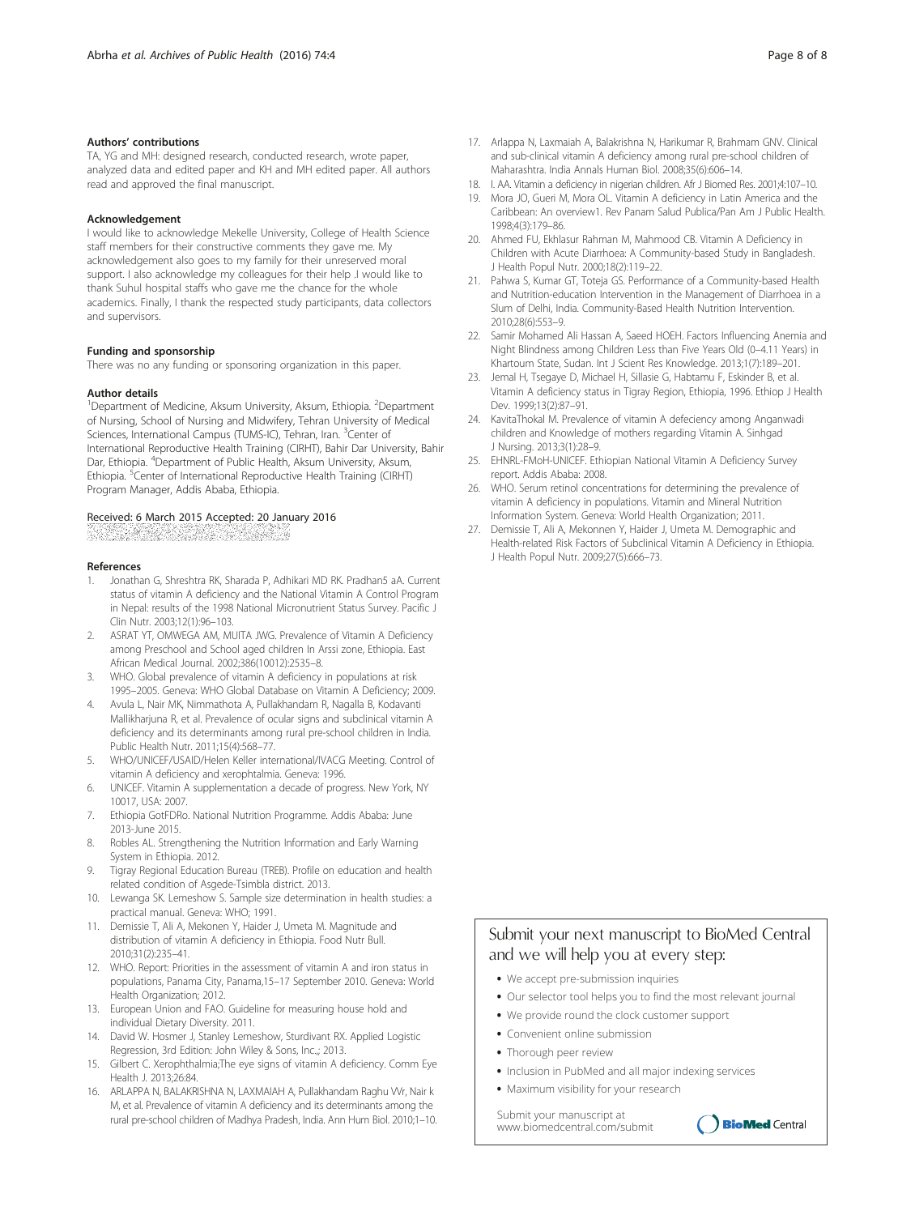#### Authors' contributions

TA, YG and MH: designed research, conducted research, wrote paper, analyzed data and edited paper and KH and MH edited paper. All authors read and approved the final manuscript.

#### Acknowledgement

I would like to acknowledge Mekelle University, College of Health Science staff members for their constructive comments they gave me. My acknowledgement also goes to my family for their unreserved moral support. I also acknowledge my colleagues for their help .I would like to thank Suhul hospital staffs who gave me the chance for the whole academics. Finally, I thank the respected study participants, data collectors and supervisors.

#### Funding and sponsorship

There was no any funding or sponsoring organization in this paper.

#### Author details

[1]Department of Medicine, Aksum University, Aksum, Ethiopia. [2]Department of Nursing, School of Nursing and Midwifery, Tehran University of Medical Sciences, International Campus (TUMS-IC), Tehran, Iran. [3]Center of International Reproductive Health Training (CIRHT), Bahir Dar University, Bahir Dar, Ethiopia. [4]Department of Public Health, Aksum University, Aksum, Ethiopia. [5]Center of International Reproductive Health Training (CIRHT) Program Manager, Addis Ababa, Ethiopia.

Received: 6 March 2015 Accepted: 20 January 2016

#### References

1. Jonathan G, Shreshtra RK, Sharada P, Adhikari MD RK. Pradhan5 aA. Current status of vitamin A deficiency and the National Vitamin A Control Program in Nepal: results of the 1998 National Micronutrient Status Survey. Pacific J Clin Nutr. 2003;12(1):96–103.
2. ASRAT YT, OMWEGA AM, MUITA JWG. Prevalence of Vitamin A Deficiency among Preschool and School aged children In Arssi zone, Ethiopia. East African Medical Journal. 2002;386(10012):2535–8.
3. WHO. Global prevalence of vitamin A deficiency in populations at risk 1995–2005. Geneva: WHO Global Database on Vitamin A Deficiency; 2009.
4. Avula L, Nair MK, Nimmathota A, Pullakhandam R, Nagalla B, Kodavanti Mallikharjuna R, et al. Prevalence of ocular signs and subclinical vitamin A deficiency and its determinants among rural pre-school children in India. Public Health Nutr. 2011;15(4):568–77.
5. WHO/UNICEF/USAID/Helen Keller international/IVACG Meeting. Control of vitamin A deficiency and xerophtalmia. Geneva: 1996.
6. UNICEF. Vitamin A supplementation a decade of progress. New York, NY 10017, USA: 2007.
7. Ethiopia GotFDRo. National Nutrition Programme. Addis Ababa: June 2013-June 2015.
8. Robles AL. Strengthening the Nutrition Information and Early Warning System in Ethiopia. 2012.
9. Tigray Regional Education Bureau (TREB). Profile on education and health related condition of Asgede-Tsimbla district. 2013.
10. Lewanga SK. Lemeshow S. Sample size determination in health studies: a practical manual. Geneva: WHO; 1991.
11. Demissie T, Ali A, Mekonen Y, Haider J, Umeta M. Magnitude and distribution of vitamin A deficiency in Ethiopia. Food Nutr Bull. 2010;31(2):235–41.
12. WHO. Report: Priorities in the assessment of vitamin A and iron status in populations, Panama City, Panama,15–17 September 2010. Geneva: World Health Organization; 2012.
13. European Union and FAO. Guideline for measuring house hold and individual Dietary Diversity. 2011.
14. David W. Hosmer J, Stanley Lemeshow, Sturdivant RX. Applied Logistic Regression, 3rd Edition: John Wiley & Sons, Inc.,; 2013.
15. Gilbert C. Xerophthalmia;The eye signs of vitamin A deficiency. Comm Eye Health J. 2013;26:84.
16. ARLAPPA N, BALAKRISHNA N, LAXMAIAH A, Pullakhandam Raghu Vvr, Nair k M, et al. Prevalence of vitamin A deficiency and its determinants among the rural pre-school children of Madhya Pradesh, India. Ann Hum Biol. 2010;1–10.
17. Arlappa N, Laxmaiah A, Balakrishna N, Harikumar R, Brahmam GNV. Clinical and sub-clinical vitamin A deficiency among rural pre-school children of Maharashtra. India Annals Human Biol. 2008;35(6):606–14.
18. I. AA. Vitamin a deficiency in nigerian children. Afr J Biomed Res. 2001;4:107–10.
19. Mora JO, Gueri M, Mora OL. Vitamin A deficiency in Latin America and the Caribbean: An overview1. Rev Panam Salud Publica/Pan Am J Public Health. 1998;4(3):179–86.
20. Ahmed FU, Ekhlasur Rahman M, Mahmood CB. Vitamin A Deficiency in Children with Acute Diarrhoea: A Community-based Study in Bangladesh. J Health Popul Nutr. 2000;18(2):119–22.
21. Pahwa S, Kumar GT, Toteja GS. Performance of a Community-based Health and Nutrition-education Intervention in the Management of Diarrhoea in a Slum of Delhi, India. Community-Based Health Nutrition Intervention. 2010;28(6):553–9.
22. Samir Mohamed Ali Hassan A, Saeed HOEH. Factors Influencing Anemia and Night Blindness among Children Less than Five Years Old (0–4.11 Years) in Khartoum State, Sudan. Int J Scient Res Knowledge. 2013;1(7):189–201.
23. Jemal H, Tsegaye D, Michael H, Sillasie G, Habtamu F, Eskinder B, et al. Vitamin A deficiency status in Tigray Region, Ethiopia, 1996. Ethiop J Health Dev. 1999;13(2):87–91.
24. KavitaThokal M. Prevalence of vitamin A defeciency among Anganwadi children and Knowledge of mothers regarding Vitamin A. Sinhgad J Nursing. 2013;3(1):28–9.
25. EHNRL-FMoH-UNICEF. Ethiopian National Vitamin A Deficiency Survey report. Addis Ababa: 2008.
26. WHO. Serum retinol concentrations for determining the prevalence of vitamin A deficiency in populations. Vitamin and Mineral Nutrition Information System. Geneva: World Health Organization; 2011.
27. Demissie T, Ali A, Mekonnen Y, Haider J, Umeta M. Demographic and Health-related Risk Factors of Subclinical Vitamin A Deficiency in Ethiopia. J Health Popul Nutr. 2009;27(5):666–73.

Submit your next manuscript to BioMed Central and we will help you at every step:

- We accept pre-submission inquiries
- Our selector tool helps you to find the most relevant journal
- We provide round the clock customer support
- Convenient online submission
- Thorough peer review
- Inclusion in PubMed and all major indexing services
- Maximum visibility for your research

Submit your manuscript at www.biomedcentral.com/submit

BioMed Central